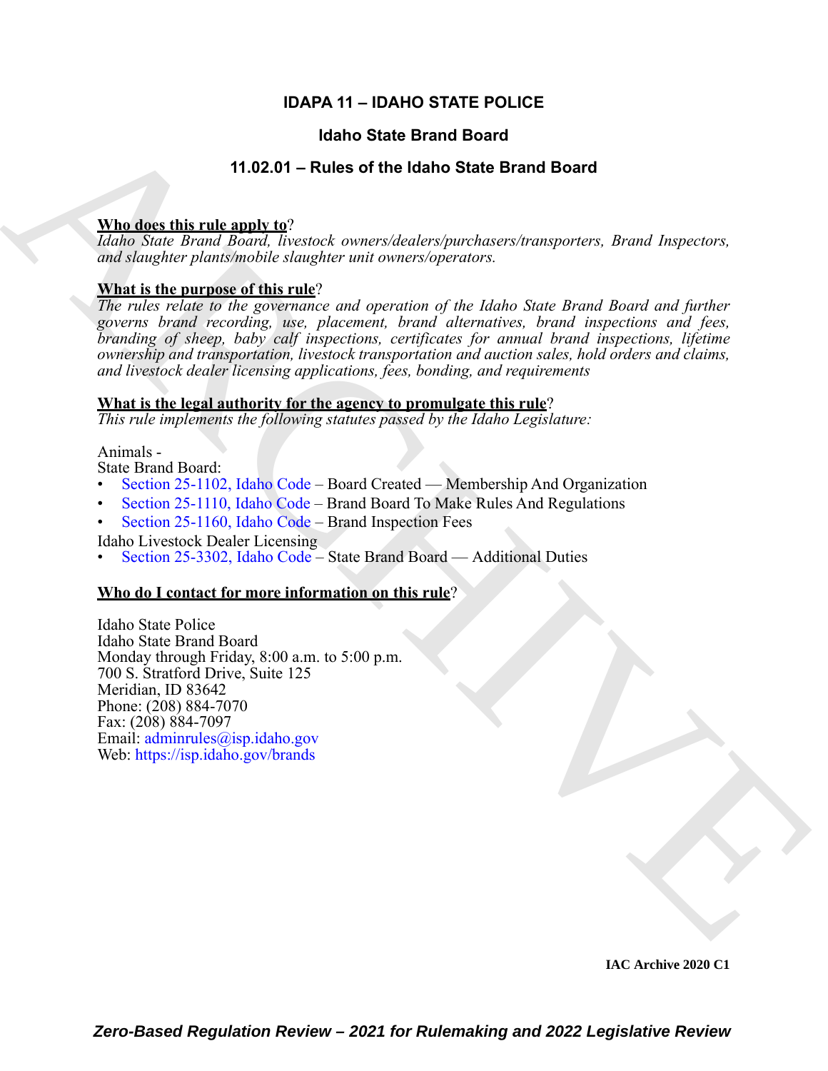# IDAPA 11 – IDAHO STATE POLICE

## Idaho State Brand Board

## 11.02.01 – Rules of the Idaho State Brand Board

**Who does this rule apply to**?

*Idaho State Brand Board, livestock owners/dealers/purchasers/transporters, Brand Inspectors, and slaughter plants/mobile slaughter unit owners/operators.*

**What is the purpose of this rule**?

*The rules relate to the governance and operation of the Idaho State Brand Board and further governs brand recording, use, placement, brand alternatives, brand inspections and fees, branding of sheep, baby calf inspections, certificates for annual brand inspections, lifetime ownership and transportation, livestock transportation and auction sales, hold orders and claims, and livestock dealer licensing applications, fees, bonding, and requirements*

**What is the legal authority for the agency to promulgate this rule**?

*This rule implements the following statutes passed by the Idaho Legislature:*

Animals -

State Brand Board:

- Section 25-1102, Idaho Code – Board Created — Membership And Organization
- Section 25-1110, Idaho Code – Brand Board To Make Rules And Regulations
- Section 25-1160, Idaho Code – Brand Inspection Fees

Idaho Livestock Dealer Licensing

- Section 25-3302, Idaho Code – State Brand Board — Additional Duties

**Who do I contact for more information on this rule**?

Idaho State Police
Idaho State Brand Board
Monday through Friday, 8:00 a.m. to 5:00 p.m.
700 S. Stratford Drive, Suite 125
Meridian, ID 83642
Phone: (208) 884-7070
Fax: (208) 884-7097
Email: adminrules@isp.idaho.gov
Web: https://isp.idaho.gov/brands

IAC Archive 2020 C1

*Zero-Based Regulation Review – 2021 for Rulemaking and 2022 Legislative Review*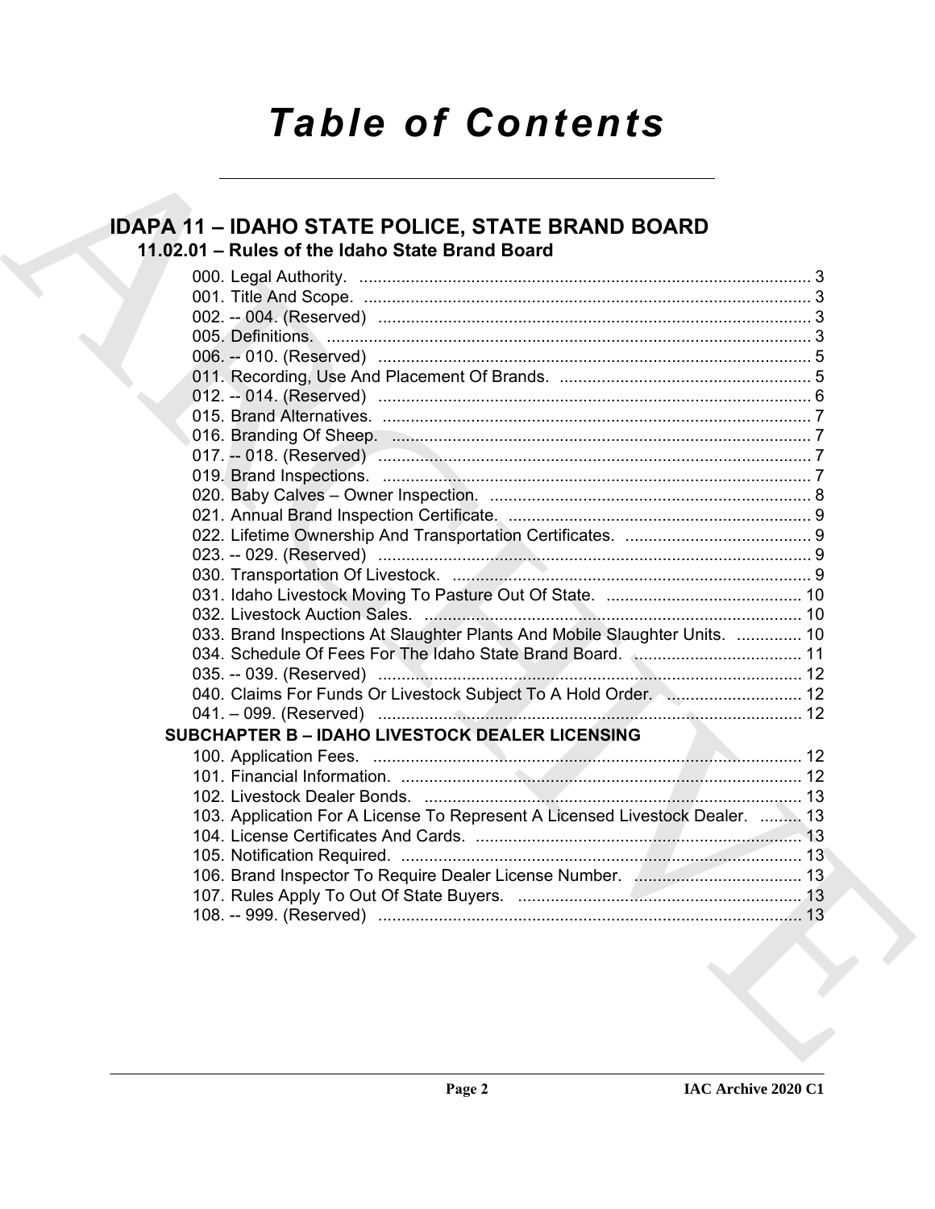# Table of Contents

## IDAPA 11 – IDAHO STATE POLICE, STATE BRAND BOARD

### 11.02.01 – Rules of the Idaho State Brand Board

000. Legal Authority. ........ 3
001. Title And Scope. ........ 3
002. -- 004. (Reserved) ........ 3
005. Definitions. ........ 3
006. -- 010. (Reserved) ........ 5
011. Recording, Use And Placement Of Brands. ........ 5
012. -- 014. (Reserved) ........ 6
015. Brand Alternatives. ........ 7
016. Branding Of Sheep. ........ 7
017. -- 018. (Reserved) ........ 7
019. Brand Inspections. ........ 7
020. Baby Calves – Owner Inspection. ........ 8
021. Annual Brand Inspection Certificate. ........ 9
022. Lifetime Ownership And Transportation Certificates. ........ 9
023. -- 029. (Reserved) ........ 9
030. Transportation Of Livestock. ........ 9
031. Idaho Livestock Moving To Pasture Out Of State. ........ 10
032. Livestock Auction Sales. ........ 10
033. Brand Inspections At Slaughter Plants And Mobile Slaughter Units. ........ 10
034. Schedule Of Fees For The Idaho State Brand Board. ........ 11
035. -- 039. (Reserved) ........ 12
040. Claims For Funds Or Livestock Subject To A Hold Order. ........ 12
041. – 099. (Reserved) ........ 12

**SUBCHAPTER B – IDAHO LIVESTOCK DEALER LICENSING**

100. Application Fees. ........ 12
101. Financial Information. ........ 12
102. Livestock Dealer Bonds. ........ 13
103. Application For A License To Represent A Licensed Livestock Dealer. ........ 13
104. License Certificates And Cards. ........ 13
105. Notification Required. ........ 13
106. Brand Inspector To Require Dealer License Number. ........ 13
107. Rules Apply To Out Of State Buyers. ........ 13
108. -- 999. (Reserved) ........ 13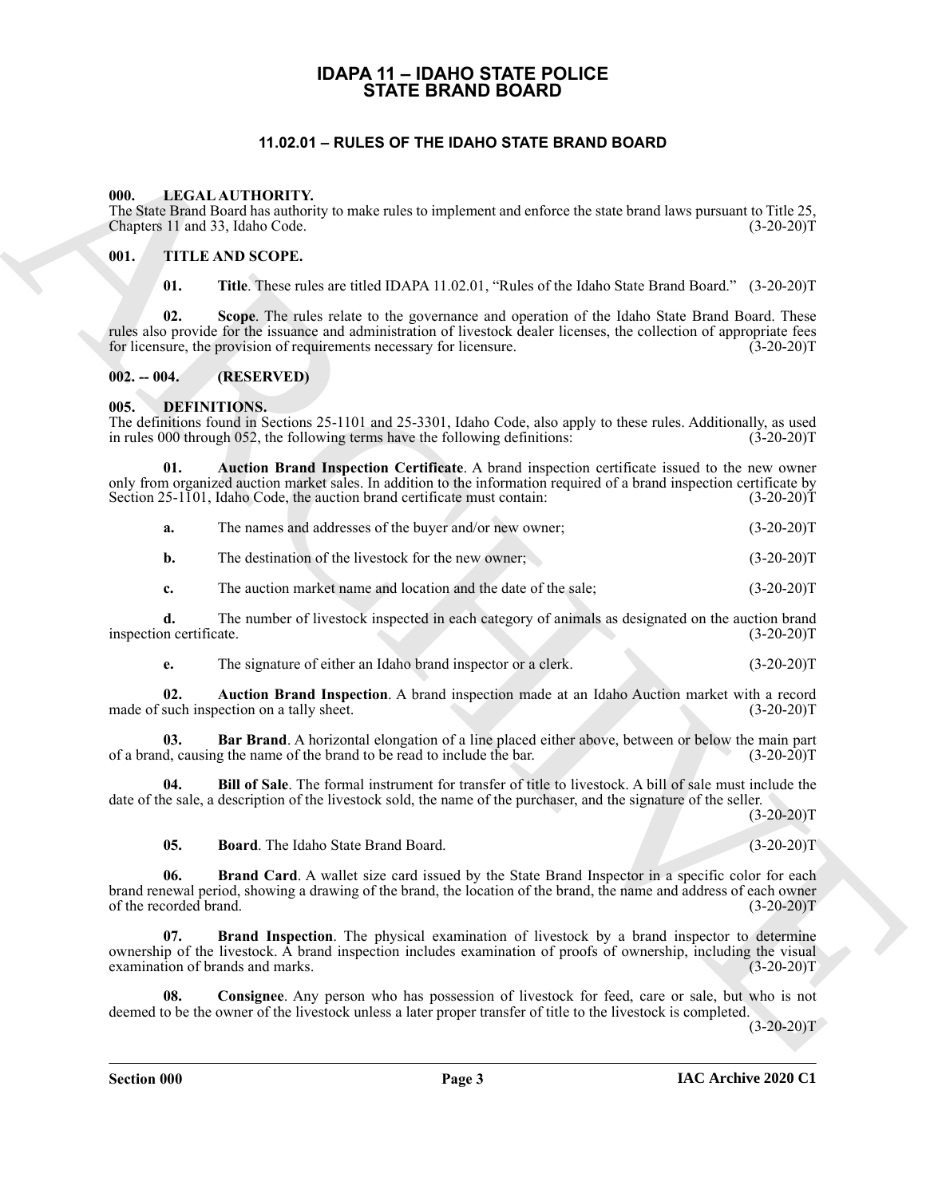# IDAPA 11 – IDAHO STATE POLICE
# STATE BRAND BOARD

## 11.02.01 – RULES OF THE IDAHO STATE BRAND BOARD

### 000. LEGAL AUTHORITY.

The State Brand Board has authority to make rules to implement and enforce the state brand laws pursuant to Title 25, Chapters 11 and 33, Idaho Code. (3-20-20)T

### 001. TITLE AND SCOPE.

**01. Title**. These rules are titled IDAPA 11.02.01, "Rules of the Idaho State Brand Board." (3-20-20)T

**02. Scope**. The rules relate to the governance and operation of the Idaho State Brand Board. These rules also provide for the issuance and administration of livestock dealer licenses, the collection of appropriate fees for licensure, the provision of requirements necessary for licensure. (3-20-20)T

### 002. -- 004. (RESERVED)

### 005. DEFINITIONS.

The definitions found in Sections 25-1101 and 25-3301, Idaho Code, also apply to these rules. Additionally, as used in rules 000 through 052, the following terms have the following definitions: (3-20-20)T

**01. Auction Brand Inspection Certificate**. A brand inspection certificate issued to the new owner only from organized auction market sales. In addition to the information required of a brand inspection certificate by Section 25-1101, Idaho Code, the auction brand certificate must contain: (3-20-20)T

**a.** The names and addresses of the buyer and/or new owner; (3-20-20)T

**b.** The destination of the livestock for the new owner; (3-20-20)T

**c.** The auction market name and location and the date of the sale; (3-20-20)T

**d.** The number of livestock inspected in each category of animals as designated on the auction brand inspection certificate. (3-20-20)T

**e.** The signature of either an Idaho brand inspector or a clerk. (3-20-20)T

**02. Auction Brand Inspection**. A brand inspection made at an Idaho Auction market with a record made of such inspection on a tally sheet. (3-20-20)T

**03. Bar Brand**. A horizontal elongation of a line placed either above, between or below the main part of a brand, causing the name of the brand to be read to include the bar. (3-20-20)T

**04. Bill of Sale**. The formal instrument for transfer of title to livestock. A bill of sale must include the date of the sale, a description of the livestock sold, the name of the purchaser, and the signature of the seller. (3-20-20)T

**05. Board**. The Idaho State Brand Board. (3-20-20)T

**06. Brand Card**. A wallet size card issued by the State Brand Inspector in a specific color for each brand renewal period, showing a drawing of the brand, the location of the brand, the name and address of each owner of the recorded brand. (3-20-20)T

**07. Brand Inspection**. The physical examination of livestock by a brand inspector to determine ownership of the livestock. A brand inspection includes examination of proofs of ownership, including the visual examination of brands and marks. (3-20-20)T

**08. Consignee**. Any person who has possession of livestock for feed, care or sale, but who is not deemed to be the owner of the livestock unless a later proper transfer of title to the livestock is completed. (3-20-20)T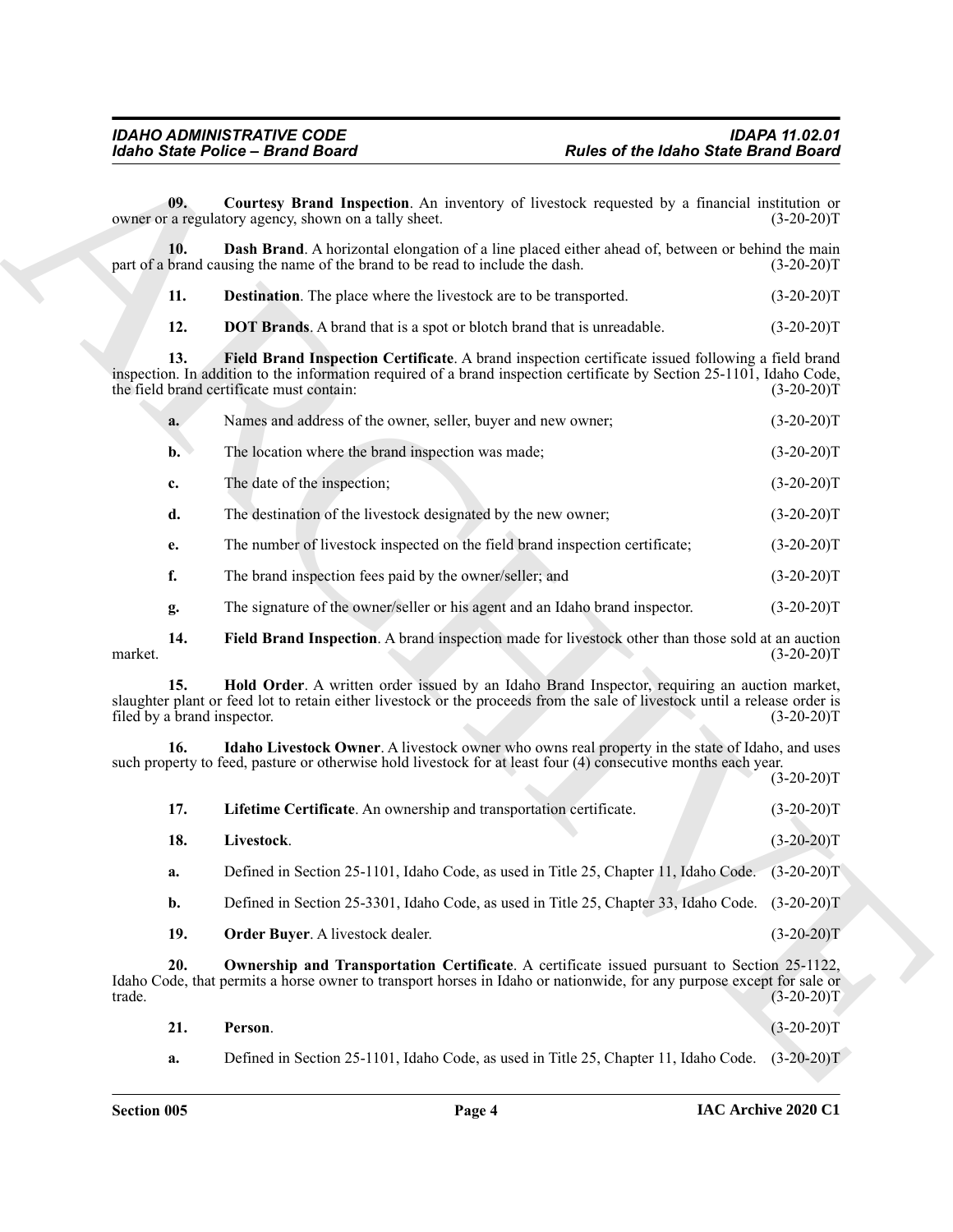**09. Courtesy Brand Inspection**. An inventory of livestock requested by a financial institution or owner or a regulatory agency, shown on a tally sheet. (3-20-20)T

**10. Dash Brand**. A horizontal elongation of a line placed either ahead of, between or behind the main part of a brand causing the name of the brand to be read to include the dash. (3-20-20)T

**11. Destination**. The place where the livestock are to be transported. (3-20-20)T

**12. DOT Brands**. A brand that is a spot or blotch brand that is unreadable. (3-20-20)T

**13. Field Brand Inspection Certificate**. A brand inspection certificate issued following a field brand inspection. In addition to the information required of a brand inspection certificate by Section 25-1101, Idaho Code, the field brand certificate must contain: (3-20-20)T

**a.** Names and address of the owner, seller, buyer and new owner; (3-20-20)T

**b.** The location where the brand inspection was made; (3-20-20)T

**c.** The date of the inspection; (3-20-20)T

**d.** The destination of the livestock designated by the new owner; (3-20-20)T

**e.** The number of livestock inspected on the field brand inspection certificate; (3-20-20)T

**f.** The brand inspection fees paid by the owner/seller; and (3-20-20)T

**g.** The signature of the owner/seller or his agent and an Idaho brand inspector. (3-20-20)T

**14. Field Brand Inspection**. A brand inspection made for livestock other than those sold at an auction market. (3-20-20)T

**15. Hold Order**. A written order issued by an Idaho Brand Inspector, requiring an auction market, slaughter plant or feed lot to retain either livestock or the proceeds from the sale of livestock until a release order is filed by a brand inspector. (3-20-20)T

**16. Idaho Livestock Owner**. A livestock owner who owns real property in the state of Idaho, and uses such property to feed, pasture or otherwise hold livestock for at least four (4) consecutive months each year. (3-20-20)T

**17. Lifetime Certificate**. An ownership and transportation certificate. (3-20-20)T

**18. Livestock**. (3-20-20)T

**a.** Defined in Section 25-1101, Idaho Code, as used in Title 25, Chapter 11, Idaho Code. (3-20-20)T

**b.** Defined in Section 25-3301, Idaho Code, as used in Title 25, Chapter 33, Idaho Code. (3-20-20)T

**19. Order Buyer**. A livestock dealer. (3-20-20)T

**20. Ownership and Transportation Certificate**. A certificate issued pursuant to Section 25-1122, Idaho Code, that permits a horse owner to transport horses in Idaho or nationwide, for any purpose except for sale or trade. (3-20-20)T

**21. Person**. (3-20-20)T

**a.** Defined in Section 25-1101, Idaho Code, as used in Title 25, Chapter 11, Idaho Code. (3-20-20)T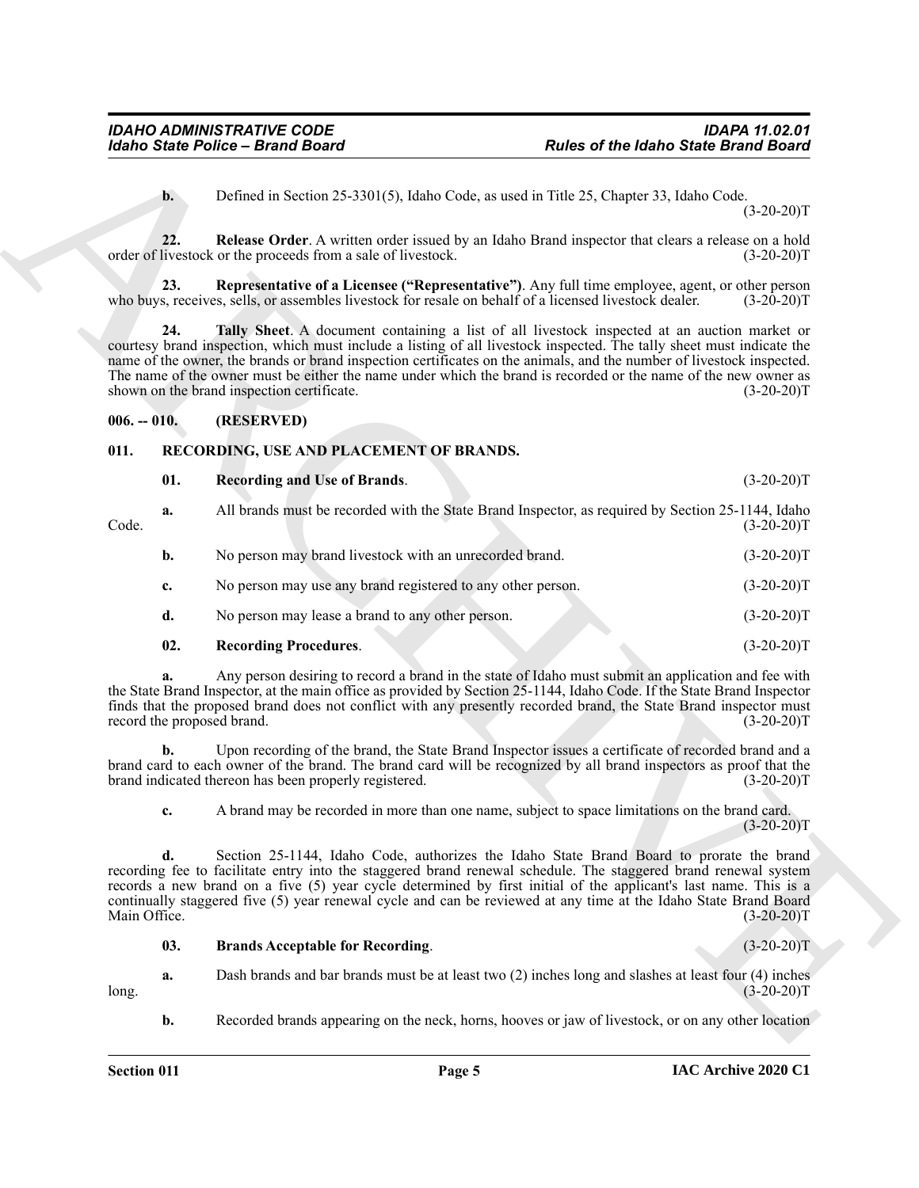**b.** Defined in Section 25-3301(5), Idaho Code, as used in Title 25, Chapter 33, Idaho Code. (3-20-20)T

**22. Release Order**. A written order issued by an Idaho Brand inspector that clears a release on a hold order of livestock or the proceeds from a sale of livestock. (3-20-20)T

**23. Representative of a Licensee ("Representative")**. Any full time employee, agent, or other person who buys, receives, sells, or assembles livestock for resale on behalf of a licensed livestock dealer. (3-20-20)T

**24. Tally Sheet**. A document containing a list of all livestock inspected at an auction market or courtesy brand inspection, which must include a listing of all livestock inspected. The tally sheet must indicate the name of the owner, the brands or brand inspection certificates on the animals, and the number of livestock inspected. The name of the owner must be either the name under which the brand is recorded or the name of the new owner as shown on the brand inspection certificate. (3-20-20)T

## 006. -- 010. (RESERVED)

## 011. RECORDING, USE AND PLACEMENT OF BRANDS.

**01. Recording and Use of Brands**. (3-20-20)T

**a.** All brands must be recorded with the State Brand Inspector, as required by Section 25-1144, Idaho Code. (3-20-20)T

**b.** No person may brand livestock with an unrecorded brand. (3-20-20)T

**c.** No person may use any brand registered to any other person. (3-20-20)T

**d.** No person may lease a brand to any other person. (3-20-20)T

**02. Recording Procedures**. (3-20-20)T

**a.** Any person desiring to record a brand in the state of Idaho must submit an application and fee with the State Brand Inspector, at the main office as provided by Section 25-1144, Idaho Code. If the State Brand Inspector finds that the proposed brand does not conflict with any presently recorded brand, the State Brand inspector must record the proposed brand. (3-20-20)T

**b.** Upon recording of the brand, the State Brand Inspector issues a certificate of recorded brand and a brand card to each owner of the brand. The brand card will be recognized by all brand inspectors as proof that the brand indicated thereon has been properly registered. (3-20-20)T

**c.** A brand may be recorded in more than one name, subject to space limitations on the brand card. (3-20-20)T

**d.** Section 25-1144, Idaho Code, authorizes the Idaho State Brand Board to prorate the brand recording fee to facilitate entry into the staggered brand renewal schedule. The staggered brand renewal system records a new brand on a five (5) year cycle determined by first initial of the applicant's last name. This is a continually staggered five (5) year renewal cycle and can be reviewed at any time at the Idaho State Brand Board Main Office. (3-20-20)T

**03. Brands Acceptable for Recording**. (3-20-20)T

**a.** Dash brands and bar brands must be at least two (2) inches long and slashes at least four (4) inches long. (3-20-20)T

**b.** Recorded brands appearing on the neck, horns, hooves or jaw of livestock, or on any other location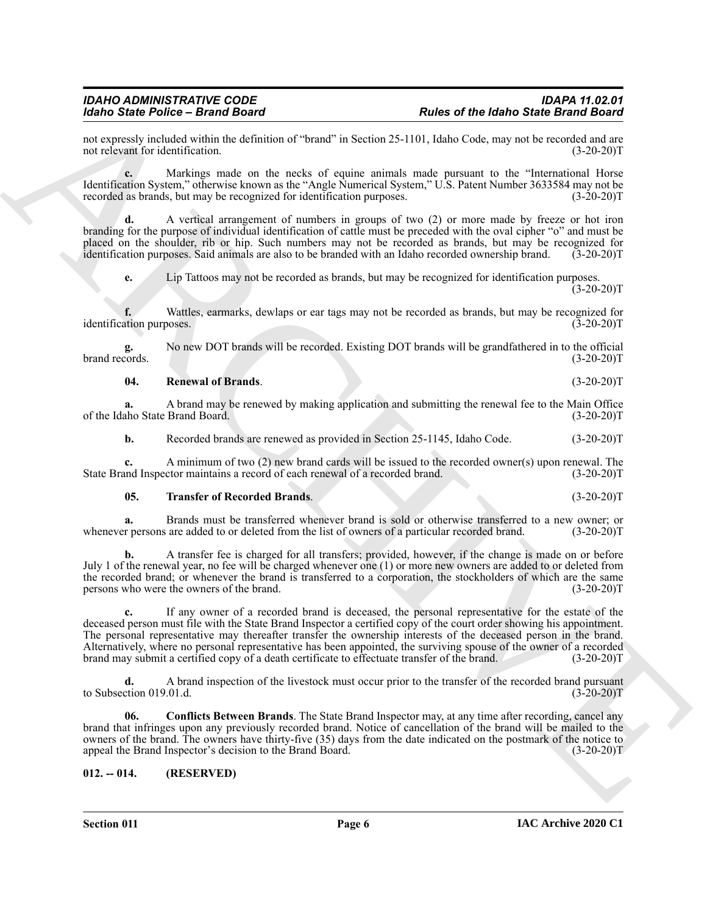not expressly included within the definition of "brand" in Section 25-1101, Idaho Code, may not be recorded and are not relevant for identification. (3-20-20)T

**c.** Markings made on the necks of equine animals made pursuant to the "International Horse Identification System," otherwise known as the "Angle Numerical System," U.S. Patent Number 3633584 may not be recorded as brands, but may be recognized for identification purposes. (3-20-20)T

**d.** A vertical arrangement of numbers in groups of two (2) or more made by freeze or hot iron branding for the purpose of individual identification of cattle must be preceded with the oval cipher "o" and must be placed on the shoulder, rib or hip. Such numbers may not be recorded as brands, but may be recognized for identification purposes. Said animals are also to be branded with an Idaho recorded ownership brand. (3-20-20)T

**e.** Lip Tattoos may not be recorded as brands, but may be recognized for identification purposes. (3-20-20)T

**f.** Wattles, earmarks, dewlaps or ear tags may not be recorded as brands, but may be recognized for identification purposes. (3-20-20)T

**g.** No new DOT brands will be recorded. Existing DOT brands will be grandfathered in to the official brand records. (3-20-20)T

**04. Renewal of Brands**. (3-20-20)T

**a.** A brand may be renewed by making application and submitting the renewal fee to the Main Office of the Idaho State Brand Board. (3-20-20)T

**b.** Recorded brands are renewed as provided in Section 25-1145, Idaho Code. (3-20-20)T

**c.** A minimum of two (2) new brand cards will be issued to the recorded owner(s) upon renewal. The State Brand Inspector maintains a record of each renewal of a recorded brand. (3-20-20)T

**05. Transfer of Recorded Brands**. (3-20-20)T

**a.** Brands must be transferred whenever brand is sold or otherwise transferred to a new owner; or whenever persons are added to or deleted from the list of owners of a particular recorded brand. (3-20-20)T

**b.** A transfer fee is charged for all transfers; provided, however, if the change is made on or before July 1 of the renewal year, no fee will be charged whenever one (1) or more new owners are added to or deleted from the recorded brand; or whenever the brand is transferred to a corporation, the stockholders of which are the same persons who were the owners of the brand. (3-20-20)T

**c.** If any owner of a recorded brand is deceased, the personal representative for the estate of the deceased person must file with the State Brand Inspector a certified copy of the court order showing his appointment. The personal representative may thereafter transfer the ownership interests of the deceased person in the brand. Alternatively, where no personal representative has been appointed, the surviving spouse of the owner of a recorded brand may submit a certified copy of a death certificate to effectuate transfer of the brand. (3-20-20)T

**d.** A brand inspection of the livestock must occur prior to the transfer of the recorded brand pursuant to Subsection 019.01.d. (3-20-20)T

**06. Conflicts Between Brands**. The State Brand Inspector may, at any time after recording, cancel any brand that infringes upon any previously recorded brand. Notice of cancellation of the brand will be mailed to the owners of the brand. The owners have thirty-five (35) days from the date indicated on the postmark of the notice to appeal the Brand Inspector's decision to the Brand Board. (3-20-20)T

**012. -- 014. (RESERVED)**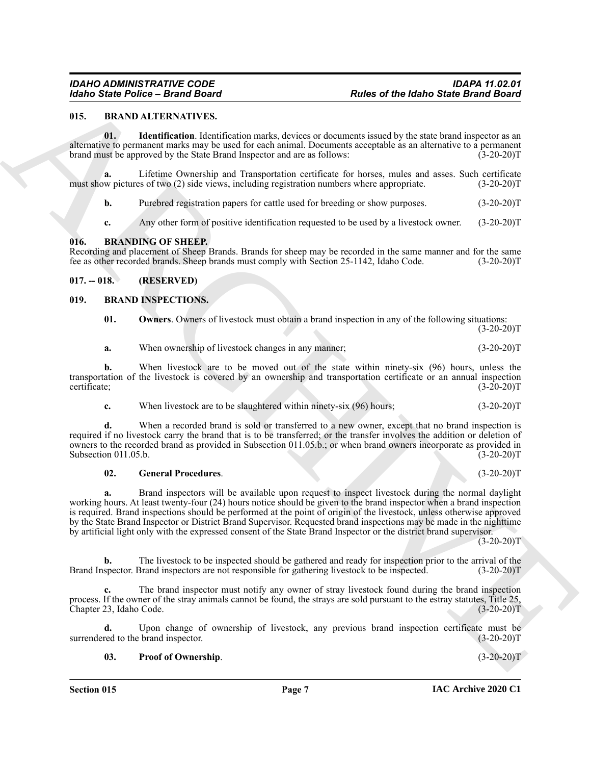## 015. BRAND ALTERNATIVES.

**01. Identification**. Identification marks, devices or documents issued by the state brand inspector as an alternative to permanent marks may be used for each animal. Documents acceptable as an alternative to a permanent brand must be approved by the State Brand Inspector and are as follows: (3-20-20)T

**a.** Lifetime Ownership and Transportation certificate for horses, mules and asses. Such certificate must show pictures of two (2) side views, including registration numbers where appropriate. (3-20-20)T

**b.** Purebred registration papers for cattle used for breeding or show purposes. (3-20-20)T

**c.** Any other form of positive identification requested to be used by a livestock owner. (3-20-20)T

## 016. BRANDING OF SHEEP.

Recording and placement of Sheep Brands. Brands for sheep may be recorded in the same manner and for the same fee as other recorded brands. Sheep brands must comply with Section 25-1142, Idaho Code. (3-20-20)T

## 017. -- 018. (RESERVED)

## 019. BRAND INSPECTIONS.

**01. Owners**. Owners of livestock must obtain a brand inspection in any of the following situations: (3-20-20)T

**a.** When ownership of livestock changes in any manner; (3-20-20)T

**b.** When livestock are to be moved out of the state within ninety-six (96) hours, unless the transportation of the livestock is covered by an ownership and transportation certificate or an annual inspection certificate; (3-20-20)T

**c.** When livestock are to be slaughtered within ninety-six (96) hours; (3-20-20)T

**d.** When a recorded brand is sold or transferred to a new owner, except that no brand inspection is required if no livestock carry the brand that is to be transferred; or the transfer involves the addition or deletion of owners to the recorded brand as provided in Subsection 011.05.b.; or when brand owners incorporate as provided in Subsection 011.05.b. (3-20-20)T

**02. General Procedures**. (3-20-20)T

**a.** Brand inspectors will be available upon request to inspect livestock during the normal daylight working hours. At least twenty-four (24) hours notice should be given to the brand inspector when a brand inspection is required. Brand inspections should be performed at the point of origin of the livestock, unless otherwise approved by the State Brand Inspector or District Brand Supervisor. Requested brand inspections may be made in the nighttime by artificial light only with the expressed consent of the State Brand Inspector or the district brand supervisor. (3-20-20)T

**b.** The livestock to be inspected should be gathered and ready for inspection prior to the arrival of the Brand Inspector. Brand inspectors are not responsible for gathering livestock to be inspected. (3-20-20)T

**c.** The brand inspector must notify any owner of stray livestock found during the brand inspection process. If the owner of the stray animals cannot be found, the strays are sold pursuant to the estray statutes, Title 25, Chapter 23, Idaho Code. (3-20-20)T

**d.** Upon change of ownership of livestock, any previous brand inspection certificate must be surrendered to the brand inspector. (3-20-20)T

**03. Proof of Ownership**. (3-20-20)T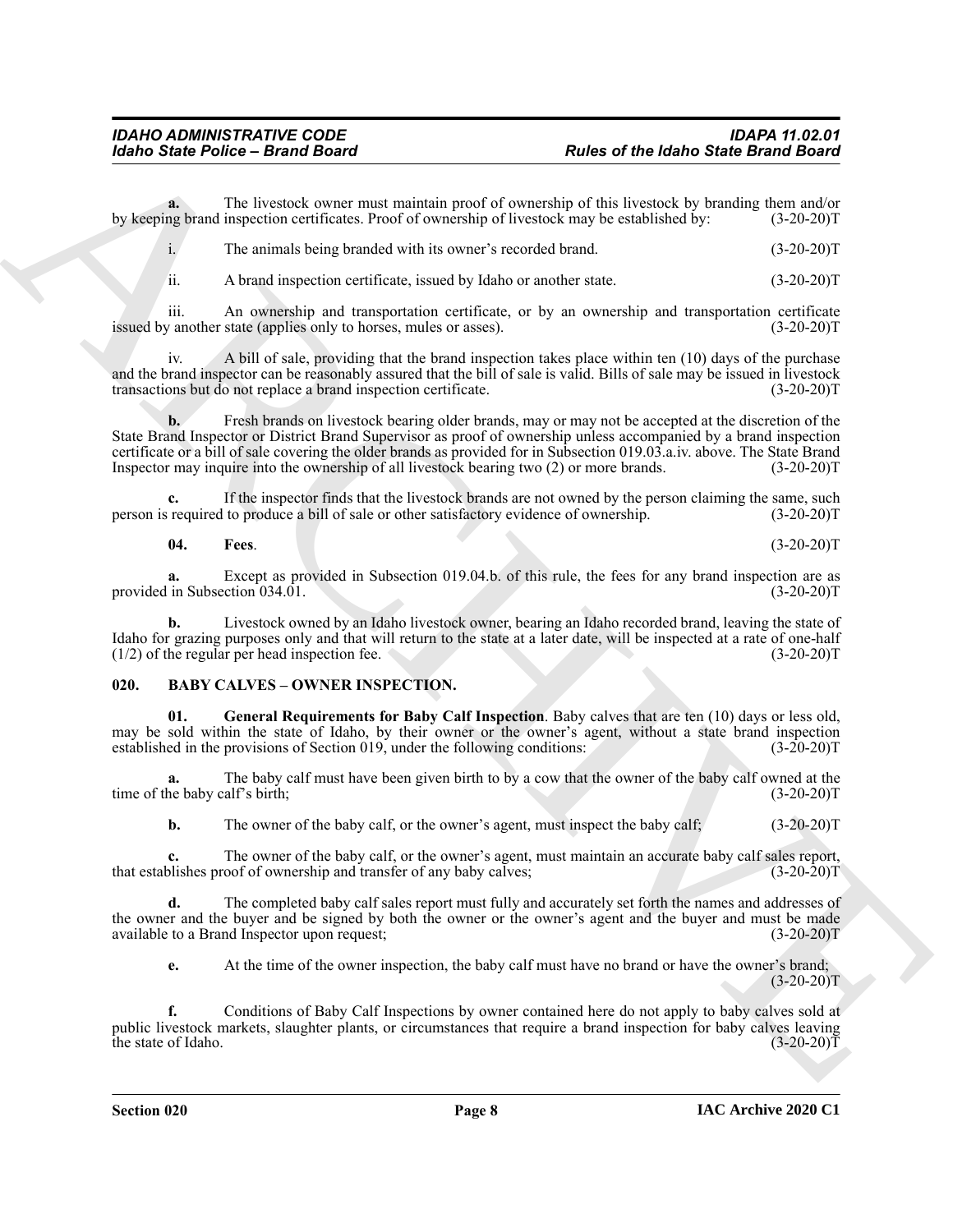**a.** The livestock owner must maintain proof of ownership of this livestock by branding them and/or by keeping brand inspection certificates. Proof of ownership of livestock may be established by: (3-20-20)T

i. The animals being branded with its owner's recorded brand. (3-20-20)T

ii. A brand inspection certificate, issued by Idaho or another state. (3-20-20)T

iii. An ownership and transportation certificate, or by an ownership and transportation certificate issued by another state (applies only to horses, mules or asses). (3-20-20)T

iv. A bill of sale, providing that the brand inspection takes place within ten (10) days of the purchase and the brand inspector can be reasonably assured that the bill of sale is valid. Bills of sale may be issued in livestock transactions but do not replace a brand inspection certificate. (3-20-20)T

**b.** Fresh brands on livestock bearing older brands, may or may not be accepted at the discretion of the State Brand Inspector or District Brand Supervisor as proof of ownership unless accompanied by a brand inspection certificate or a bill of sale covering the older brands as provided for in Subsection 019.03.a.iv. above. The State Brand Inspector may inquire into the ownership of all livestock bearing two (2) or more brands. (3-20-20)T

**c.** If the inspector finds that the livestock brands are not owned by the person claiming the same, such person is required to produce a bill of sale or other satisfactory evidence of ownership. (3-20-20)T

**04. Fees**. (3-20-20)T

**a.** Except as provided in Subsection 019.04.b. of this rule, the fees for any brand inspection are as provided in Subsection 034.01. (3-20-20)T

**b.** Livestock owned by an Idaho livestock owner, bearing an Idaho recorded brand, leaving the state of Idaho for grazing purposes only and that will return to the state at a later date, will be inspected at a rate of one-half (1/2) of the regular per head inspection fee. (3-20-20)T

## 020. BABY CALVES – OWNER INSPECTION.

**01. General Requirements for Baby Calf Inspection**. Baby calves that are ten (10) days or less old, may be sold within the state of Idaho, by their owner or the owner's agent, without a state brand inspection established in the provisions of Section 019, under the following conditions: (3-20-20)T

**a.** The baby calf must have been given birth to by a cow that the owner of the baby calf owned at the time of the baby calf's birth; (3-20-20)T

**b.** The owner of the baby calf, or the owner's agent, must inspect the baby calf; (3-20-20)T

**c.** The owner of the baby calf, or the owner's agent, must maintain an accurate baby calf sales report, that establishes proof of ownership and transfer of any baby calves; (3-20-20)T

**d.** The completed baby calf sales report must fully and accurately set forth the names and addresses of the owner and the buyer and be signed by both the owner or the owner's agent and the buyer and must be made available to a Brand Inspector upon request; (3-20-20)T

**e.** At the time of the owner inspection, the baby calf must have no brand or have the owner's brand; (3-20-20)T

**f.** Conditions of Baby Calf Inspections by owner contained here do not apply to baby calves sold at public livestock markets, slaughter plants, or circumstances that require a brand inspection for baby calves leaving the state of Idaho. (3-20-20)T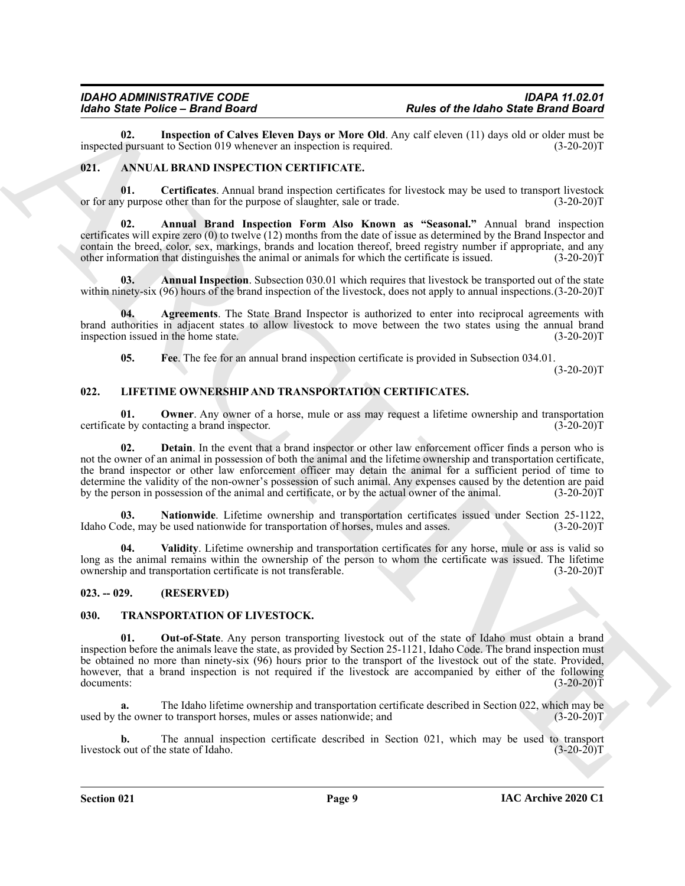**02. Inspection of Calves Eleven Days or More Old**. Any calf eleven (11) days old or older must be inspected pursuant to Section 019 whenever an inspection is required. (3-20-20)T

## 021. ANNUAL BRAND INSPECTION CERTIFICATE.

**01. Certificates**. Annual brand inspection certificates for livestock may be used to transport livestock or for any purpose other than for the purpose of slaughter, sale or trade. (3-20-20)T

**02. Annual Brand Inspection Form Also Known as "Seasonal."** Annual brand inspection certificates will expire zero (0) to twelve (12) months from the date of issue as determined by the Brand Inspector and contain the breed, color, sex, markings, brands and location thereof, breed registry number if appropriate, and any other information that distinguishes the animal or animals for which the certificate is issued. (3-20-20)T

**03. Annual Inspection**. Subsection 030.01 which requires that livestock be transported out of the state within ninety-six (96) hours of the brand inspection of the livestock, does not apply to annual inspections.(3-20-20)T

**04. Agreements**. The State Brand Inspector is authorized to enter into reciprocal agreements with brand authorities in adjacent states to allow livestock to move between the two states using the annual brand inspection issued in the home state. (3-20-20)T

**05. Fee**. The fee for an annual brand inspection certificate is provided in Subsection 034.01. (3-20-20)T

## 022. LIFETIME OWNERSHIP AND TRANSPORTATION CERTIFICATES.

**01. Owner**. Any owner of a horse, mule or ass may request a lifetime ownership and transportation certificate by contacting a brand inspector. (3-20-20)T

**02. Detain**. In the event that a brand inspector or other law enforcement officer finds a person who is not the owner of an animal in possession of both the animal and the lifetime ownership and transportation certificate, the brand inspector or other law enforcement officer may detain the animal for a sufficient period of time to determine the validity of the non-owner's possession of such animal. Any expenses caused by the detention are paid by the person in possession of the animal and certificate, or by the actual owner of the animal. (3-20-20)T

**03. Nationwide**. Lifetime ownership and transportation certificates issued under Section 25-1122, Idaho Code, may be used nationwide for transportation of horses, mules and asses. (3-20-20)T

**04. Validity**. Lifetime ownership and transportation certificates for any horse, mule or ass is valid so long as the animal remains within the ownership of the person to whom the certificate was issued. The lifetime ownership and transportation certificate is not transferable. (3-20-20)T

## 023. -- 029. (RESERVED)

## 030. TRANSPORTATION OF LIVESTOCK.

**01. Out-of-State**. Any person transporting livestock out of the state of Idaho must obtain a brand inspection before the animals leave the state, as provided by Section 25-1121, Idaho Code. The brand inspection must be obtained no more than ninety-six (96) hours prior to the transport of the livestock out of the state. Provided, however, that a brand inspection is not required if the livestock are accompanied by either of the following documents: (3-20-20)T

**a.** The Idaho lifetime ownership and transportation certificate described in Section 022, which may be used by the owner to transport horses, mules or asses nationwide; and (3-20-20)T

**b.** The annual inspection certificate described in Section 021, which may be used to transport livestock out of the state of Idaho. (3-20-20)T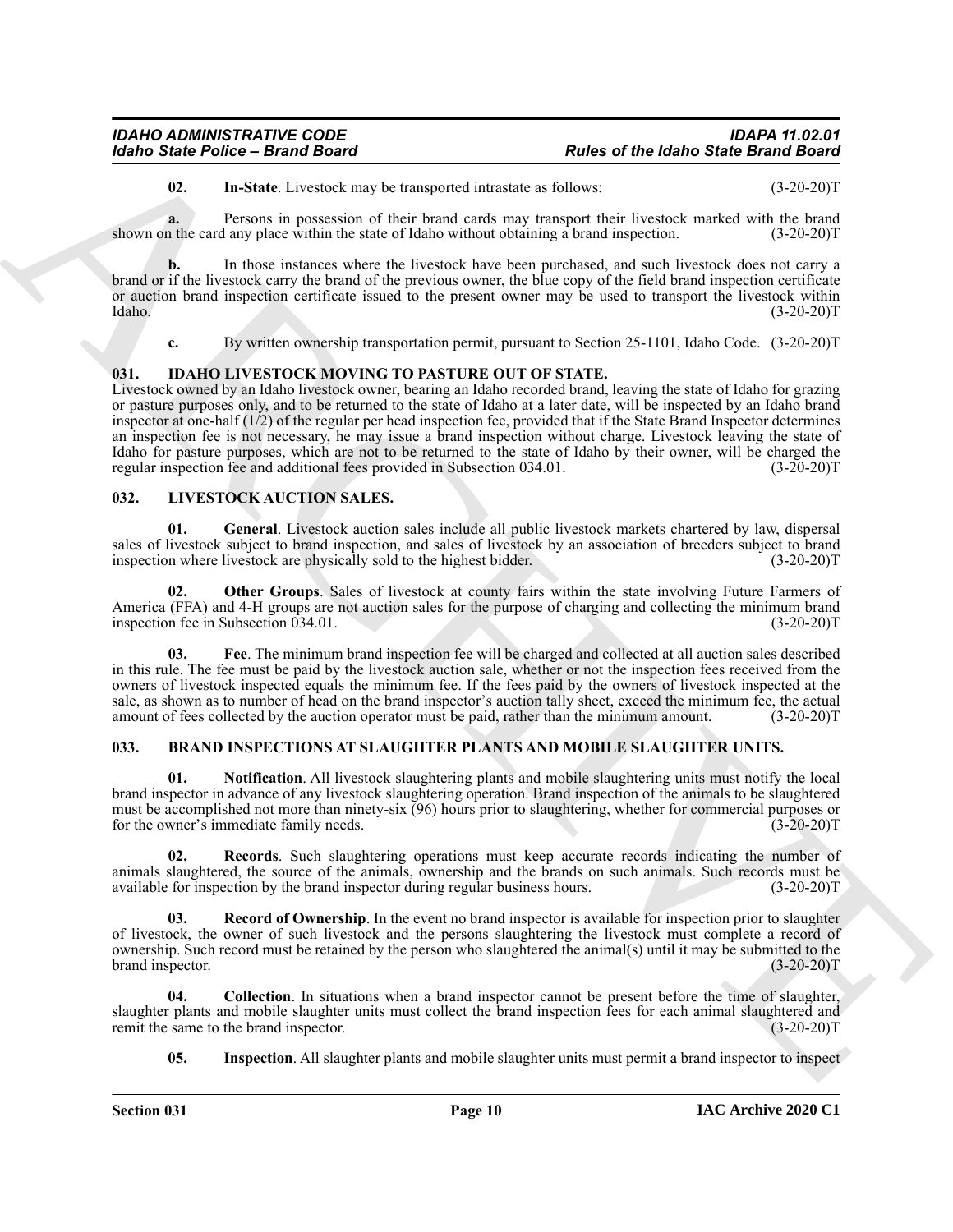**02.** **In-State**. Livestock may be transported intrastate as follows: (3-20-20)T

**a.** Persons in possession of their brand cards may transport their livestock marked with the brand shown on the card any place within the state of Idaho without obtaining a brand inspection. (3-20-20)T

**b.** In those instances where the livestock have been purchased, and such livestock does not carry a brand or if the livestock carry the brand of the previous owner, the blue copy of the field brand inspection certificate or auction brand inspection certificate issued to the present owner may be used to transport the livestock within Idaho. (3-20-20)T

**c.** By written ownership transportation permit, pursuant to Section 25-1101, Idaho Code. (3-20-20)T

## 031. IDAHO LIVESTOCK MOVING TO PASTURE OUT OF STATE.

Livestock owned by an Idaho livestock owner, bearing an Idaho recorded brand, leaving the state of Idaho for grazing or pasture purposes only, and to be returned to the state of Idaho at a later date, will be inspected by an Idaho brand inspector at one-half (1/2) of the regular per head inspection fee, provided that if the State Brand Inspector determines an inspection fee is not necessary, he may issue a brand inspection without charge. Livestock leaving the state of Idaho for pasture purposes, which are not to be returned to the state of Idaho by their owner, will be charged the regular inspection fee and additional fees provided in Subsection 034.01. (3-20-20)T

## 032. LIVESTOCK AUCTION SALES.

**01.** **General**. Livestock auction sales include all public livestock markets chartered by law, dispersal sales of livestock subject to brand inspection, and sales of livestock by an association of breeders subject to brand inspection where livestock are physically sold to the highest bidder. (3-20-20)T

**02.** **Other Groups**. Sales of livestock at county fairs within the state involving Future Farmers of America (FFA) and 4-H groups are not auction sales for the purpose of charging and collecting the minimum brand inspection fee in Subsection 034.01. (3-20-20)T

**03.** **Fee**. The minimum brand inspection fee will be charged and collected at all auction sales described in this rule. The fee must be paid by the livestock auction sale, whether or not the inspection fees received from the owners of livestock inspected equals the minimum fee. If the fees paid by the owners of livestock inspected at the sale, as shown as to number of head on the brand inspector's auction tally sheet, exceed the minimum fee, the actual amount of fees collected by the auction operator must be paid, rather than the minimum amount. (3-20-20)T

## 033. BRAND INSPECTIONS AT SLAUGHTER PLANTS AND MOBILE SLAUGHTER UNITS.

**01.** **Notification**. All livestock slaughtering plants and mobile slaughtering units must notify the local brand inspector in advance of any livestock slaughtering operation. Brand inspection of the animals to be slaughtered must be accomplished not more than ninety-six (96) hours prior to slaughtering, whether for commercial purposes or for the owner's immediate family needs. (3-20-20)T

**02.** **Records**. Such slaughtering operations must keep accurate records indicating the number of animals slaughtered, the source of the animals, ownership and the brands on such animals. Such records must be available for inspection by the brand inspector during regular business hours. (3-20-20)T

**03.** **Record of Ownership**. In the event no brand inspector is available for inspection prior to slaughter of livestock, the owner of such livestock and the persons slaughtering the livestock must complete a record of ownership. Such record must be retained by the person who slaughtered the animal(s) until it may be submitted to the brand inspector. (3-20-20)T

**04.** **Collection**. In situations when a brand inspector cannot be present before the time of slaughter, slaughter plants and mobile slaughter units must collect the brand inspection fees for each animal slaughtered and remit the same to the brand inspector. (3-20-20)T

**05.** **Inspection**. All slaughter plants and mobile slaughter units must permit a brand inspector to inspect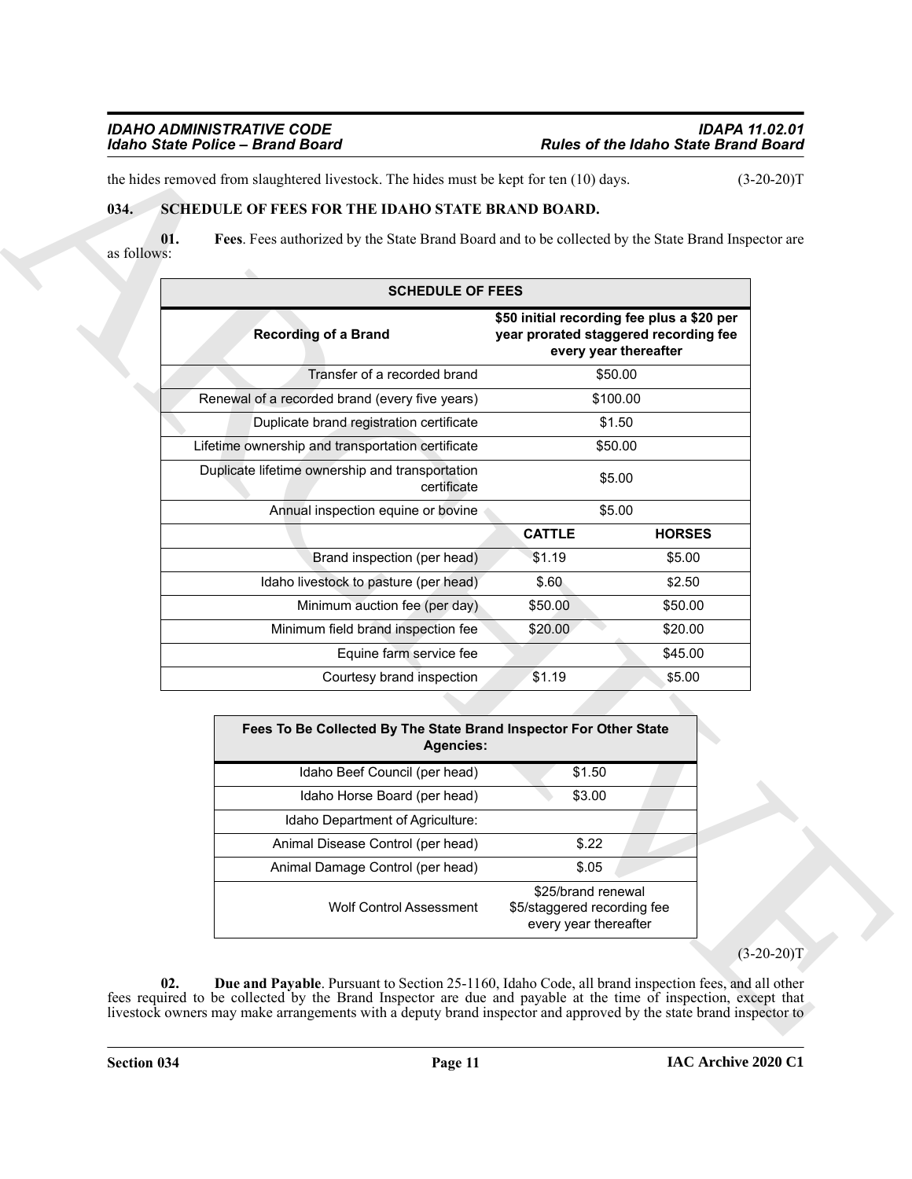the hides removed from slaughtered livestock. The hides must be kept for ten (10) days. (3-20-20)T

### 034. SCHEDULE OF FEES FOR THE IDAHO STATE BRAND BOARD.

**01. Fees**. Fees authorized by the State Brand Board and to be collected by the State Brand Inspector are as follows:

| SCHEDULE OF FEES | | |
|---|---|---|
| **Recording of a Brand** | **$50 initial recording fee plus a $20 per year prorated staggered recording fee every year thereafter** | |
| Transfer of a recorded brand | $50.00 | |
| Renewal of a recorded brand (every five years) | $100.00 | |
| Duplicate brand registration certificate | $1.50 | |
| Lifetime ownership and transportation certificate | $50.00 | |
| Duplicate lifetime ownership and transportation certificate | $5.00 | |
| Annual inspection equine or bovine | $5.00 | |
| | **CATTLE** | **HORSES** |
| Brand inspection (per head) | $1.19 | $5.00 |
| Idaho livestock to pasture (per head) | $.60 | $2.50 |
| Minimum auction fee (per day) | $50.00 | $50.00 |
| Minimum field brand inspection fee | $20.00 | $20.00 |
| Equine farm service fee | | $45.00 |
| Courtesy brand inspection | $1.19 | $5.00 |

| Fees To Be Collected By The State Brand Inspector For Other State Agencies: | |
|---|---|
| Idaho Beef Council (per head) | $1.50 |
| Idaho Horse Board (per head) | $3.00 |
| Idaho Department of Agriculture: | |
| Animal Disease Control (per head) | $.22 |
| Animal Damage Control (per head) | $.05 |
| Wolf Control Assessment | $25/brand renewal $5/staggered recording fee every year thereafter |

(3-20-20)T

**02. Due and Payable**. Pursuant to Section 25-1160, Idaho Code, all brand inspection fees, and all other fees required to be collected by the Brand Inspector are due and payable at the time of inspection, except that livestock owners may make arrangements with a deputy brand inspector and approved by the state brand inspector to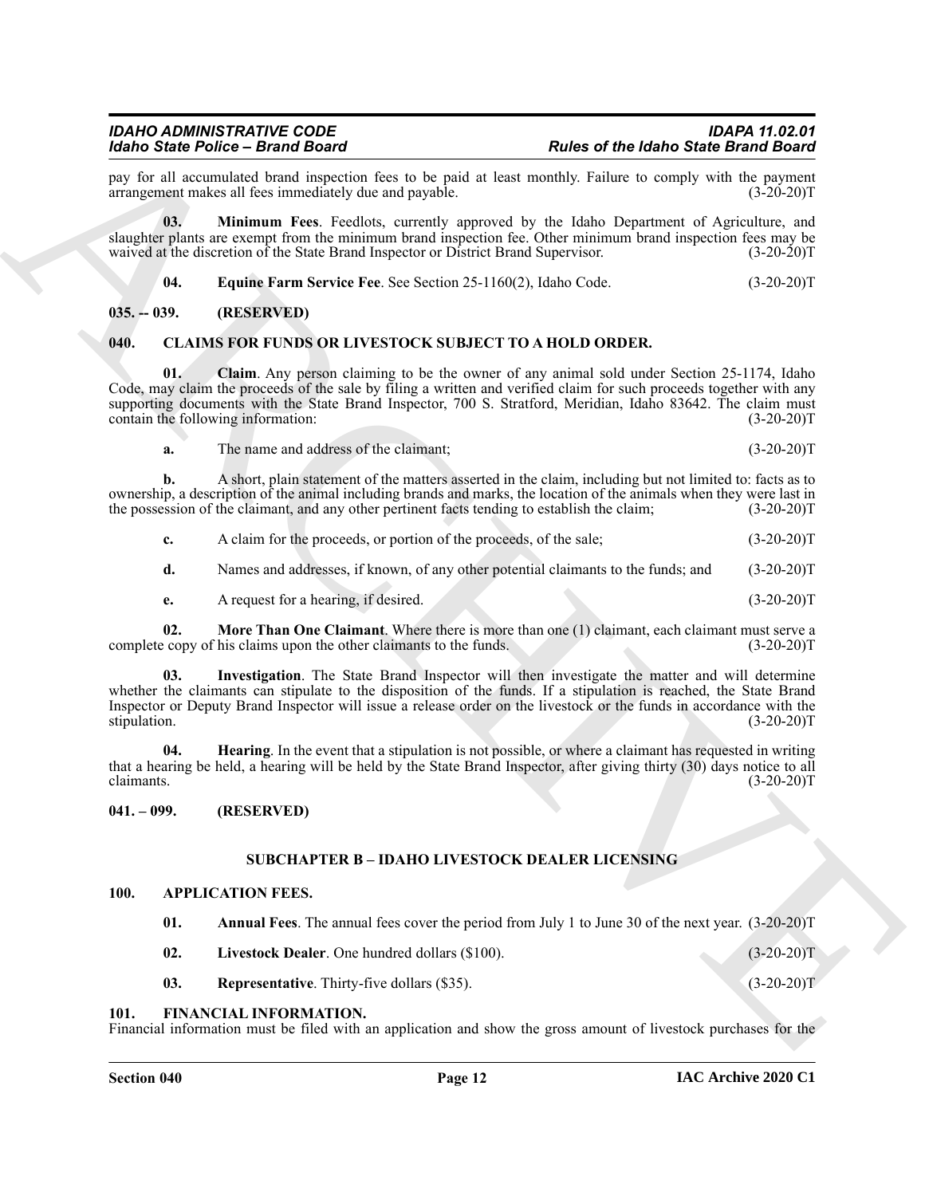pay for all accumulated brand inspection fees to be paid at least monthly. Failure to comply with the payment arrangement makes all fees immediately due and payable. (3-20-20)T

**03. Minimum Fees**. Feedlots, currently approved by the Idaho Department of Agriculture, and slaughter plants are exempt from the minimum brand inspection fee. Other minimum brand inspection fees may be waived at the discretion of the State Brand Inspector or District Brand Supervisor. (3-20-20)T

**04. Equine Farm Service Fee**. See Section 25-1160(2), Idaho Code. (3-20-20)T

**035. -- 039. (RESERVED)**

**040. CLAIMS FOR FUNDS OR LIVESTOCK SUBJECT TO A HOLD ORDER.**

**01. Claim**. Any person claiming to be the owner of any animal sold under Section 25-1174, Idaho Code, may claim the proceeds of the sale by filing a written and verified claim for such proceeds together with any supporting documents with the State Brand Inspector, 700 S. Stratford, Meridian, Idaho 83642. The claim must contain the following information: (3-20-20)T

**a.** The name and address of the claimant; (3-20-20)T

**b.** A short, plain statement of the matters asserted in the claim, including but not limited to: facts as to ownership, a description of the animal including brands and marks, the location of the animals when they were last in the possession of the claimant, and any other pertinent facts tending to establish the claim; (3-20-20)T

**c.** A claim for the proceeds, or portion of the proceeds, of the sale; (3-20-20)T

**d.** Names and addresses, if known, of any other potential claimants to the funds; and (3-20-20)T

**e.** A request for a hearing, if desired. (3-20-20)T

**02. More Than One Claimant**. Where there is more than one (1) claimant, each claimant must serve a complete copy of his claims upon the other claimants to the funds. (3-20-20)T

**03. Investigation**. The State Brand Inspector will then investigate the matter and will determine whether the claimants can stipulate to the disposition of the funds. If a stipulation is reached, the State Brand Inspector or Deputy Brand Inspector will issue a release order on the livestock or the funds in accordance with the stipulation. (3-20-20)T

**04. Hearing**. In the event that a stipulation is not possible, or where a claimant has requested in writing that a hearing be held, a hearing will be held by the State Brand Inspector, after giving thirty (30) days notice to all claimants. (3-20-20)T

**041. – 099. (RESERVED)**

## SUBCHAPTER B – IDAHO LIVESTOCK DEALER LICENSING

**100. APPLICATION FEES.**

**01. Annual Fees**. The annual fees cover the period from July 1 to June 30 of the next year. (3-20-20)T

**02. Livestock Dealer**. One hundred dollars ($100). (3-20-20)T

**03. Representative**. Thirty-five dollars ($35). (3-20-20)T

**101. FINANCIAL INFORMATION.**

Financial information must be filed with an application and show the gross amount of livestock purchases for the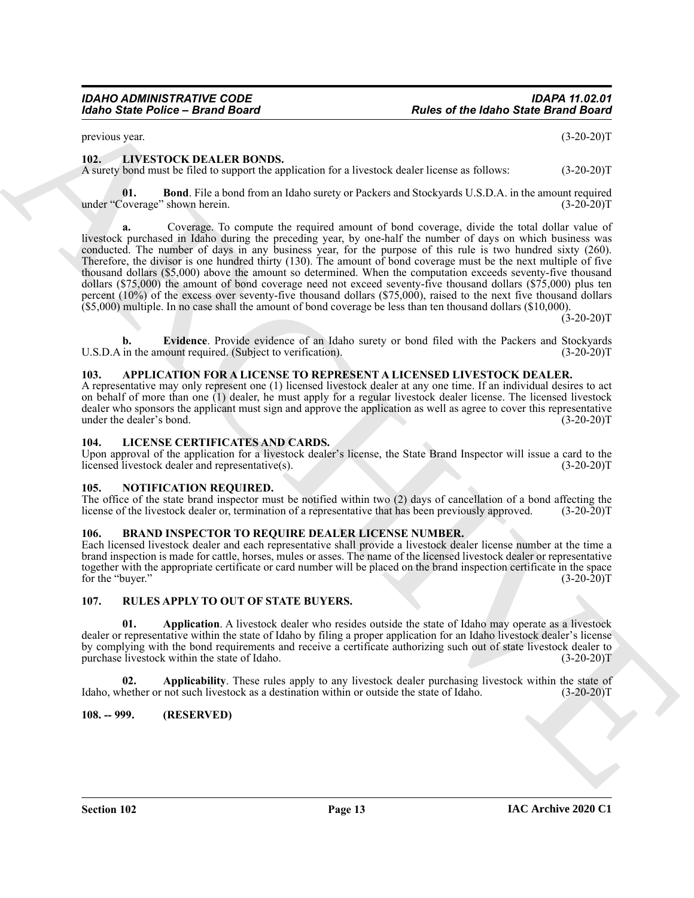previous year. (3-20-20)T

## 102. LIVESTOCK DEALER BONDS.

A surety bond must be filed to support the application for a livestock dealer license as follows: (3-20-20)T

**01. Bond**. File a bond from an Idaho surety or Packers and Stockyards U.S.D.A. in the amount required under "Coverage" shown herein. (3-20-20)T

**a.** Coverage. To compute the required amount of bond coverage, divide the total dollar value of livestock purchased in Idaho during the preceding year, by one-half the number of days on which business was conducted. The number of days in any business year, for the purpose of this rule is two hundred sixty (260). Therefore, the divisor is one hundred thirty (130). The amount of bond coverage must be the next multiple of five thousand dollars ($5,000) above the amount so determined. When the computation exceeds seventy-five thousand dollars ($75,000) the amount of bond coverage need not exceed seventy-five thousand dollars ($75,000) plus ten percent (10%) of the excess over seventy-five thousand dollars ($75,000), raised to the next five thousand dollars ($5,000) multiple. In no case shall the amount of bond coverage be less than ten thousand dollars ($10,000). (3-20-20)T

**b. Evidence**. Provide evidence of an Idaho surety or bond filed with the Packers and Stockyards U.S.D.A in the amount required. (Subject to verification). (3-20-20)T

## 103. APPLICATION FOR A LICENSE TO REPRESENT A LICENSED LIVESTOCK DEALER.

A representative may only represent one (1) licensed livestock dealer at any one time. If an individual desires to act on behalf of more than one (1) dealer, he must apply for a regular livestock dealer license. The licensed livestock dealer who sponsors the applicant must sign and approve the application as well as agree to cover this representative under the dealer's bond. (3-20-20)T

## 104. LICENSE CERTIFICATES AND CARDS.

Upon approval of the application for a livestock dealer's license, the State Brand Inspector will issue a card to the licensed livestock dealer and representative(s). (3-20-20)T

## 105. NOTIFICATION REQUIRED.

The office of the state brand inspector must be notified within two (2) days of cancellation of a bond affecting the license of the livestock dealer or, termination of a representative that has been previously approved. (3-20-20)T

## 106. BRAND INSPECTOR TO REQUIRE DEALER LICENSE NUMBER.

Each licensed livestock dealer and each representative shall provide a livestock dealer license number at the time a brand inspection is made for cattle, horses, mules or asses. The name of the licensed livestock dealer or representative together with the appropriate certificate or card number will be placed on the brand inspection certificate in the space for the "buyer." (3-20-20)T

## 107. RULES APPLY TO OUT OF STATE BUYERS.

**01. Application**. A livestock dealer who resides outside the state of Idaho may operate as a livestock dealer or representative within the state of Idaho by filing a proper application for an Idaho livestock dealer's license by complying with the bond requirements and receive a certificate authorizing such out of state livestock dealer to purchase livestock within the state of Idaho. (3-20-20)T

**02. Applicability**. These rules apply to any livestock dealer purchasing livestock within the state of Idaho, whether or not such livestock as a destination within or outside the state of Idaho. (3-20-20)T

## 108. -- 999. (RESERVED)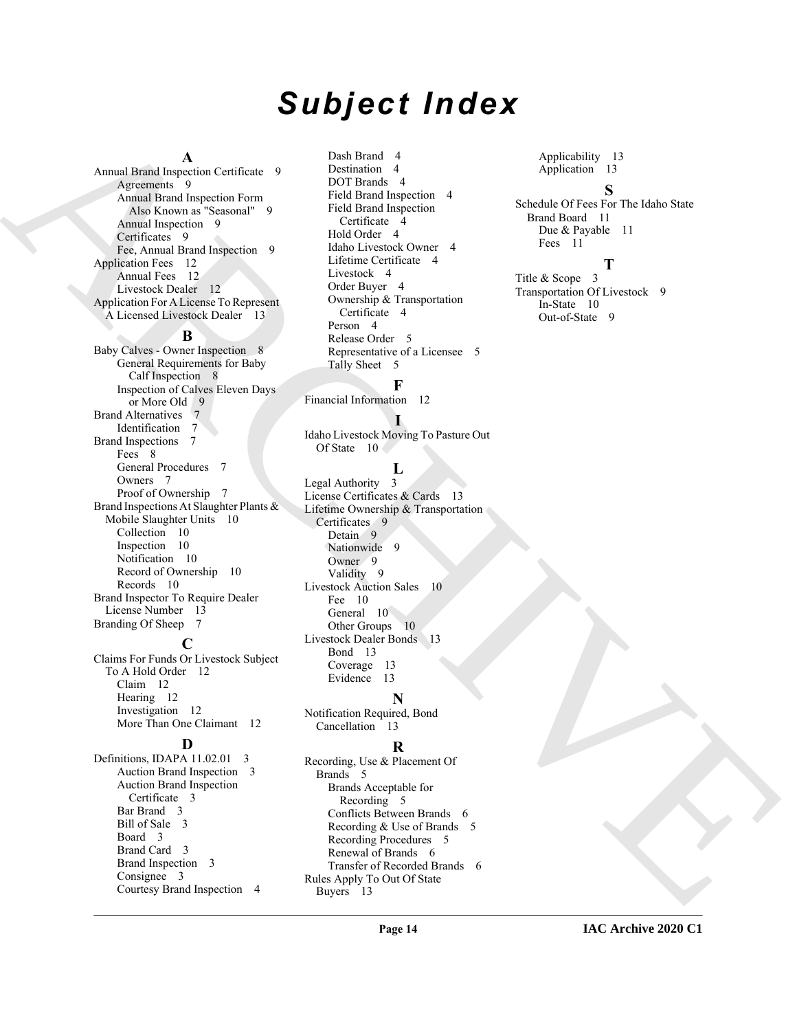# Subject Index

**A**

Annual Brand Inspection Certificate 9
- Agreements 9
- Annual Brand Inspection Form Also Known as "Seasonal" 9
- Annual Inspection 9
- Certificates 9
- Fee, Annual Brand Inspection 9

Application Fees 12
- Annual Fees 12
- Livestock Dealer 12

Application For A License To Represent A Licensed Livestock Dealer 13

**B**

Baby Calves - Owner Inspection 8
- General Requirements for Baby Calf Inspection 8
- Inspection of Calves Eleven Days or More Old 9

Brand Alternatives 7
- Identification 7

Brand Inspections 7
- Fees 8
- General Procedures 7
- Owners 7
- Proof of Ownership 7

Brand Inspections At Slaughter Plants & Mobile Slaughter Units 10
- Collection 10
- Inspection 10
- Notification 10
- Record of Ownership 10
- Records 10

Brand Inspector To Require Dealer License Number 13

Branding Of Sheep 7

**C**

Claims For Funds Or Livestock Subject To A Hold Order 12
- Claim 12
- Hearing 12
- Investigation 12
- More Than One Claimant 12

**D**

Definitions, IDAPA 11.02.01 3
- Auction Brand Inspection 3
- Auction Brand Inspection Certificate 3
- Bar Brand 3
- Bill of Sale 3
- Board 3
- Brand Card 3
- Brand Inspection 3
- Consignee 3
- Courtesy Brand Inspection 4
- Dash Brand 4
- Destination 4
- DOT Brands 4
- Field Brand Inspection 4
- Field Brand Inspection Certificate 4
- Hold Order 4
- Idaho Livestock Owner 4
- Lifetime Certificate 4
- Livestock 4
- Order Buyer 4
- Ownership & Transportation Certificate 4
- Person 4
- Release Order 5
- Representative of a Licensee 5
- Tally Sheet 5

**F**

Financial Information 12

**I**

Idaho Livestock Moving To Pasture Out Of State 10

**L**

Legal Authority 3

License Certificates & Cards 13

Lifetime Ownership & Transportation Certificates 9
- Detain 9
- Nationwide 9
- Owner 9
- Validity 9

Livestock Auction Sales 10
- Fee 10
- General 10
- Other Groups 10

Livestock Dealer Bonds 13
- Bond 13
- Coverage 13
- Evidence 13

**N**

Notification Required, Bond Cancellation 13

**R**

Recording, Use & Placement Of Brands 5
- Brands Acceptable for Recording 5
- Conflicts Between Brands 6
- Recording & Use of Brands 5
- Recording Procedures 5
- Renewal of Brands 6
- Transfer of Recorded Brands 6

Rules Apply To Out Of State Buyers 13
- Applicability 13
- Application 13

**S**

Schedule Of Fees For The Idaho State Brand Board 11
- Due & Payable 11
- Fees 11

**T**

Title & Scope 3

Transportation Of Livestock 9
- In-State 10
- Out-of-State 9